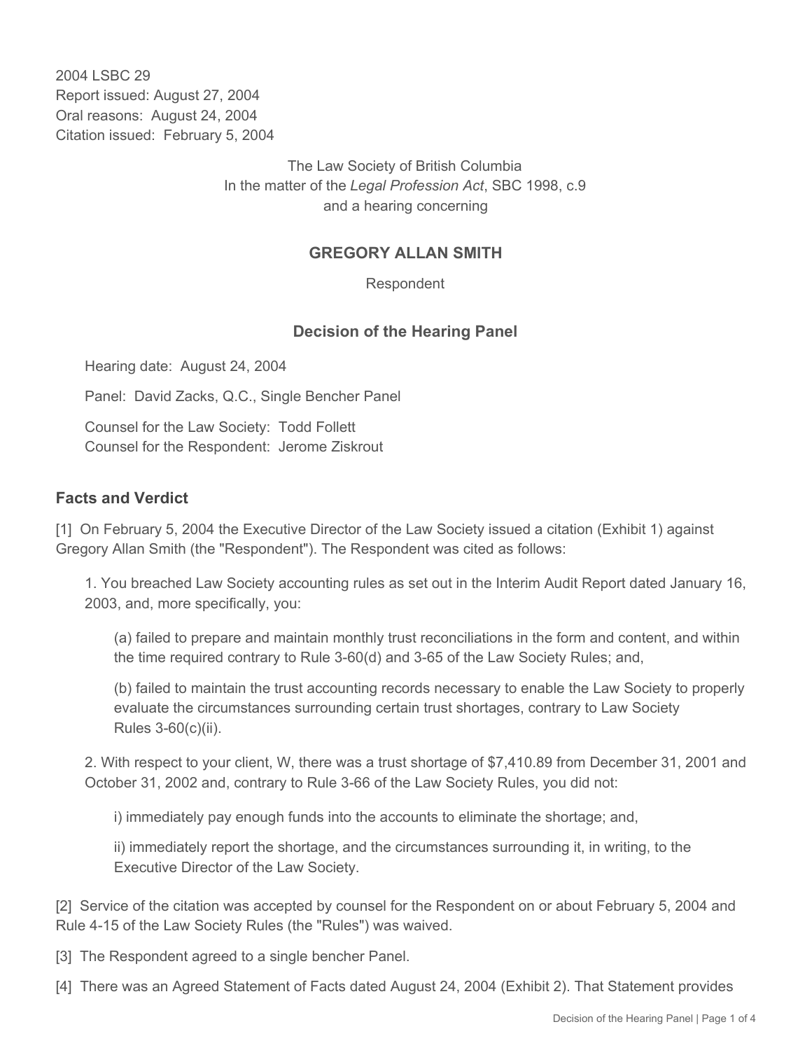2004 LSBC 29
Report issued: August 27, 2004
Oral reasons: August 24, 2004
Citation issued: February 5, 2004

The Law Society of British Columbia
In the matter of the *Legal Profession Act*, SBC 1998, c.9
and a hearing concerning

**GREGORY ALLAN SMITH**

Respondent

## Decision of the Hearing Panel

Hearing date: August 24, 2004

Panel: David Zacks, Q.C., Single Bencher Panel

Counsel for the Law Society: Todd Follett
Counsel for the Respondent: Jerome Ziskrout

### Facts and Verdict

[1] On February 5, 2004 the Executive Director of the Law Society issued a citation (Exhibit 1) against Gregory Allan Smith (the "Respondent"). The Respondent was cited as follows:

1. You breached Law Society accounting rules as set out in the Interim Audit Report dated January 16, 2003, and, more specifically, you:

   (a) failed to prepare and maintain monthly trust reconciliations in the form and content, and within the time required contrary to Rule 3-60(d) and 3-65 of the Law Society Rules; and,

   (b) failed to maintain the trust accounting records necessary to enable the Law Society to properly evaluate the circumstances surrounding certain trust shortages, contrary to Law Society Rules 3-60(c)(ii).

2. With respect to your client, W, there was a trust shortage of $7,410.89 from December 31, 2001 and October 31, 2002 and, contrary to Rule 3-66 of the Law Society Rules, you did not:

   i) immediately pay enough funds into the accounts to eliminate the shortage; and,

   ii) immediately report the shortage, and the circumstances surrounding it, in writing, to the Executive Director of the Law Society.

[2] Service of the citation was accepted by counsel for the Respondent on or about February 5, 2004 and Rule 4-15 of the Law Society Rules (the "Rules") was waived.

[3] The Respondent agreed to a single bencher Panel.

[4] There was an Agreed Statement of Facts dated August 24, 2004 (Exhibit 2). That Statement provides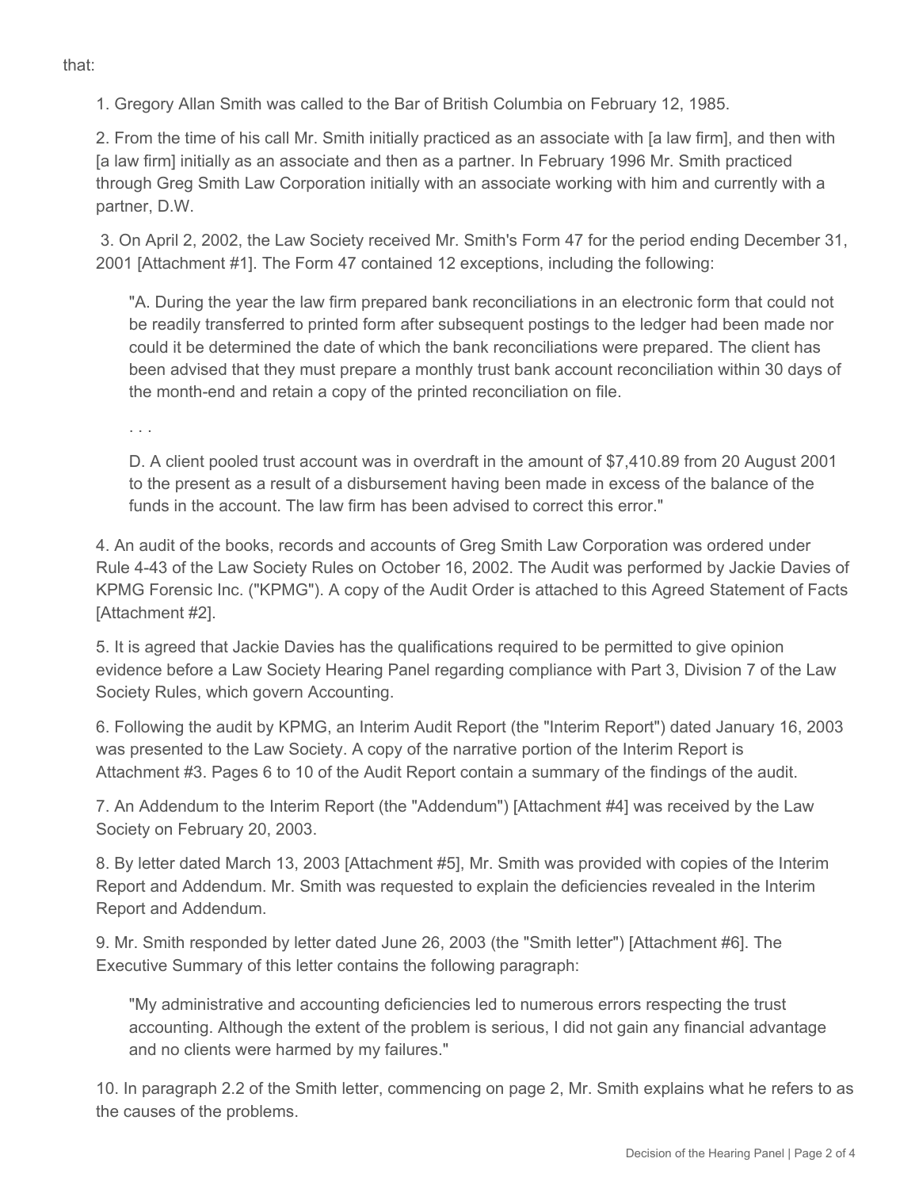that:

1. Gregory Allan Smith was called to the Bar of British Columbia on February 12, 1985.

2. From the time of his call Mr. Smith initially practiced as an associate with [a law firm], and then with [a law firm] initially as an associate and then as a partner. In February 1996 Mr. Smith practiced through Greg Smith Law Corporation initially with an associate working with him and currently with a partner, D.W.

3. On April 2, 2002, the Law Society received Mr. Smith's Form 47 for the period ending December 31, 2001 [Attachment #1]. The Form 47 contained 12 exceptions, including the following:

> "A. During the year the law firm prepared bank reconciliations in an electronic form that could not be readily transferred to printed form after subsequent postings to the ledger had been made nor could it be determined the date of which the bank reconciliations were prepared. The client has been advised that they must prepare a monthly trust bank account reconciliation within 30 days of the month-end and retain a copy of the printed reconciliation on file.
>
> . . .
>
> D. A client pooled trust account was in overdraft in the amount of $7,410.89 from 20 August 2001 to the present as a result of a disbursement having been made in excess of the balance of the funds in the account. The law firm has been advised to correct this error."

4. An audit of the books, records and accounts of Greg Smith Law Corporation was ordered under Rule 4-43 of the Law Society Rules on October 16, 2002. The Audit was performed by Jackie Davies of KPMG Forensic Inc. ("KPMG"). A copy of the Audit Order is attached to this Agreed Statement of Facts [Attachment #2].

5. It is agreed that Jackie Davies has the qualifications required to be permitted to give opinion evidence before a Law Society Hearing Panel regarding compliance with Part 3, Division 7 of the Law Society Rules, which govern Accounting.

6. Following the audit by KPMG, an Interim Audit Report (the "Interim Report") dated January 16, 2003 was presented to the Law Society. A copy of the narrative portion of the Interim Report is Attachment #3. Pages 6 to 10 of the Audit Report contain a summary of the findings of the audit.

7. An Addendum to the Interim Report (the "Addendum") [Attachment #4] was received by the Law Society on February 20, 2003.

8. By letter dated March 13, 2003 [Attachment #5], Mr. Smith was provided with copies of the Interim Report and Addendum. Mr. Smith was requested to explain the deficiencies revealed in the Interim Report and Addendum.

9. Mr. Smith responded by letter dated June 26, 2003 (the "Smith letter") [Attachment #6]. The Executive Summary of this letter contains the following paragraph:

> "My administrative and accounting deficiencies led to numerous errors respecting the trust accounting. Although the extent of the problem is serious, I did not gain any financial advantage and no clients were harmed by my failures."

10. In paragraph 2.2 of the Smith letter, commencing on page 2, Mr. Smith explains what he refers to as the causes of the problems.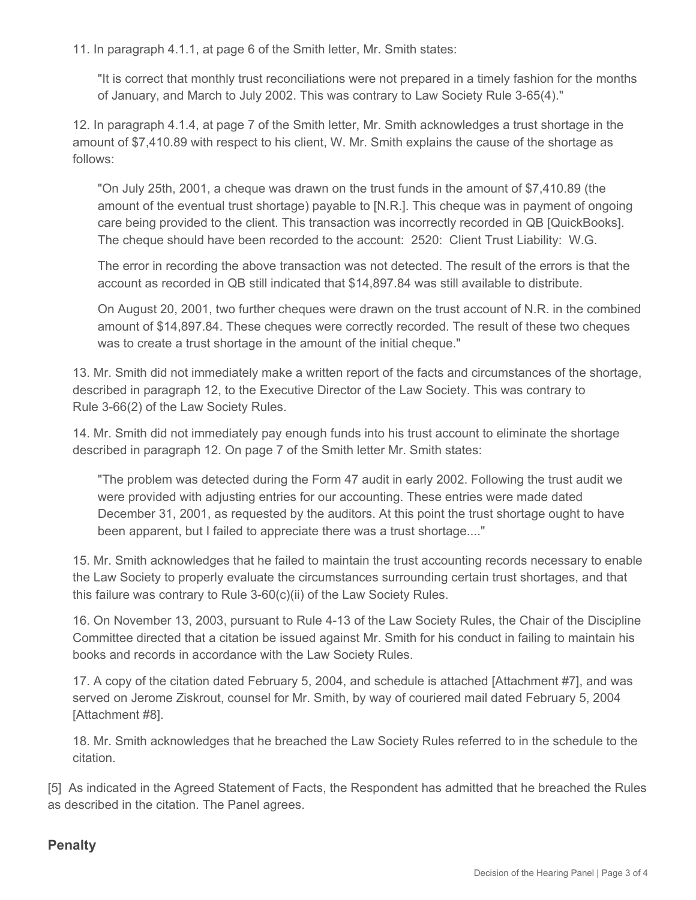11. In paragraph 4.1.1, at page 6 of the Smith letter, Mr. Smith states:

> "It is correct that monthly trust reconciliations were not prepared in a timely fashion for the months of January, and March to July 2002. This was contrary to Law Society Rule 3-65(4)."

12. In paragraph 4.1.4, at page 7 of the Smith letter, Mr. Smith acknowledges a trust shortage in the amount of $7,410.89 with respect to his client, W. Mr. Smith explains the cause of the shortage as follows:

> "On July 25th, 2001, a cheque was drawn on the trust funds in the amount of $7,410.89 (the amount of the eventual trust shortage) payable to [N.R.]. This cheque was in payment of ongoing care being provided to the client. This transaction was incorrectly recorded in QB [QuickBooks]. The cheque should have been recorded to the account: 2520: Client Trust Liability: W.G.
>
> The error in recording the above transaction was not detected. The result of the errors is that the account as recorded in QB still indicated that $14,897.84 was still available to distribute.
>
> On August 20, 2001, two further cheques were drawn on the trust account of N.R. in the combined amount of $14,897.84. These cheques were correctly recorded. The result of these two cheques was to create a trust shortage in the amount of the initial cheque."

13. Mr. Smith did not immediately make a written report of the facts and circumstances of the shortage, described in paragraph 12, to the Executive Director of the Law Society. This was contrary to Rule 3-66(2) of the Law Society Rules.

14. Mr. Smith did not immediately pay enough funds into his trust account to eliminate the shortage described in paragraph 12. On page 7 of the Smith letter Mr. Smith states:

> "The problem was detected during the Form 47 audit in early 2002. Following the trust audit we were provided with adjusting entries for our accounting. These entries were made dated December 31, 2001, as requested by the auditors. At this point the trust shortage ought to have been apparent, but I failed to appreciate there was a trust shortage...."

15. Mr. Smith acknowledges that he failed to maintain the trust accounting records necessary to enable the Law Society to properly evaluate the circumstances surrounding certain trust shortages, and that this failure was contrary to Rule 3-60(c)(ii) of the Law Society Rules.

16. On November 13, 2003, pursuant to Rule 4-13 of the Law Society Rules, the Chair of the Discipline Committee directed that a citation be issued against Mr. Smith for his conduct in failing to maintain his books and records in accordance with the Law Society Rules.

17. A copy of the citation dated February 5, 2004, and schedule is attached [Attachment #7], and was served on Jerome Ziskrout, counsel for Mr. Smith, by way of couriered mail dated February 5, 2004 [Attachment #8].

18. Mr. Smith acknowledges that he breached the Law Society Rules referred to in the schedule to the citation.

[5] As indicated in the Agreed Statement of Facts, the Respondent has admitted that he breached the Rules as described in the citation. The Panel agrees.

## Penalty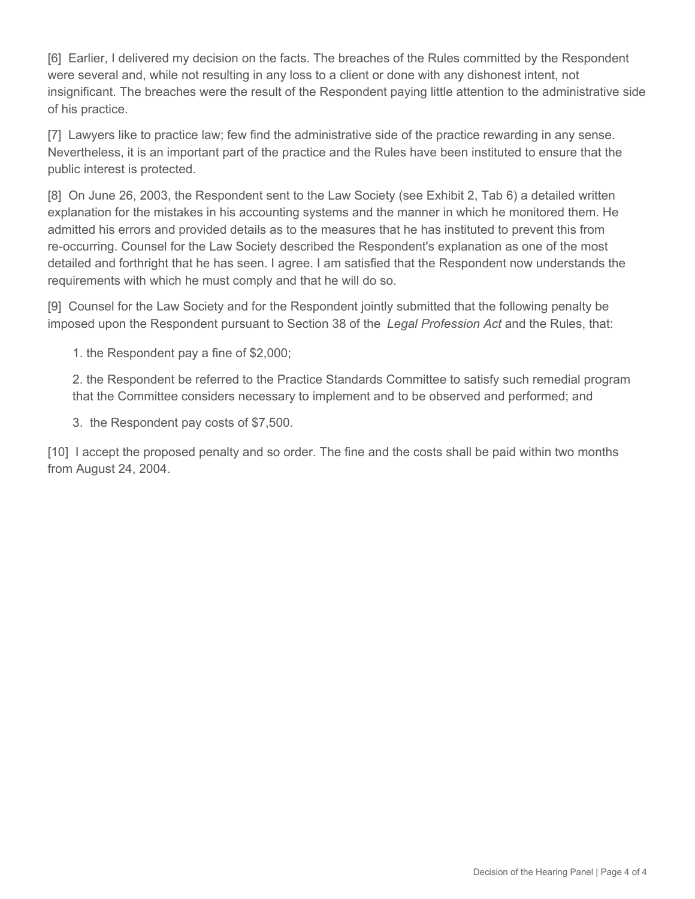[6] Earlier, I delivered my decision on the facts. The breaches of the Rules committed by the Respondent were several and, while not resulting in any loss to a client or done with any dishonest intent, not insignificant. The breaches were the result of the Respondent paying little attention to the administrative side of his practice.

[7] Lawyers like to practice law; few find the administrative side of the practice rewarding in any sense. Nevertheless, it is an important part of the practice and the Rules have been instituted to ensure that the public interest is protected.

[8] On June 26, 2003, the Respondent sent to the Law Society (see Exhibit 2, Tab 6) a detailed written explanation for the mistakes in his accounting systems and the manner in which he monitored them. He admitted his errors and provided details as to the measures that he has instituted to prevent this from re-occurring. Counsel for the Law Society described the Respondent's explanation as one of the most detailed and forthright that he has seen. I agree. I am satisfied that the Respondent now understands the requirements with which he must comply and that he will do so.

[9] Counsel for the Law Society and for the Respondent jointly submitted that the following penalty be imposed upon the Respondent pursuant to Section 38 of the *Legal Profession Act* and the Rules, that:

1. the Respondent pay a fine of $2,000;

2. the Respondent be referred to the Practice Standards Committee to satisfy such remedial program that the Committee considers necessary to implement and to be observed and performed; and

3. the Respondent pay costs of $7,500.

[10] I accept the proposed penalty and so order. The fine and the costs shall be paid within two months from August 24, 2004.